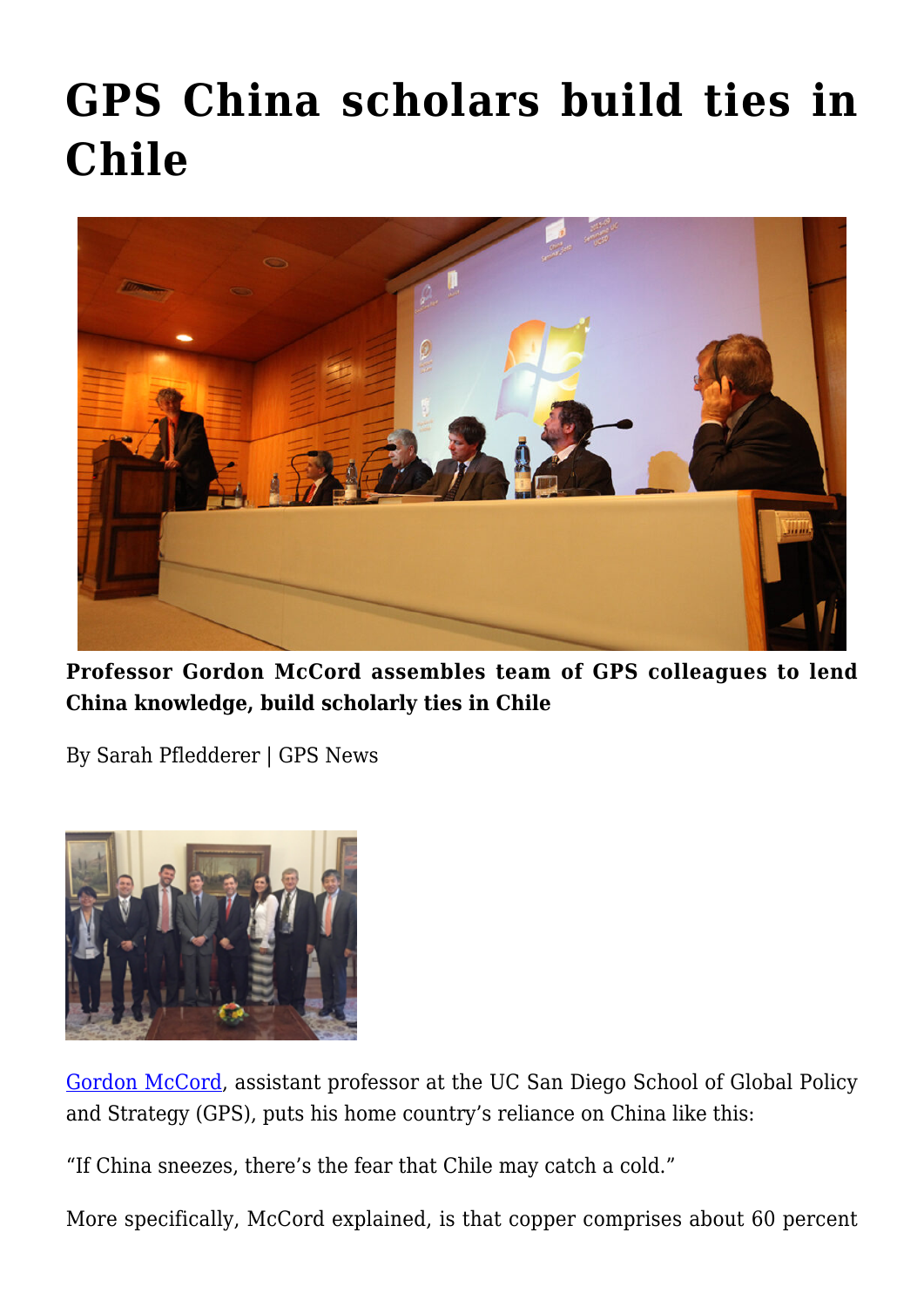# GPS China scholars build ties in Chile

**Professor Gordon McCord assembles team of GPS colleagues to lend China knowledge, build scholarly ties in Chile**

By Sarah Pfledderer | GPS News

Gordon McCord, assistant professor at the UC San Diego School of Global Policy and Strategy (GPS), puts his home country's reliance on China like this:

"If China sneezes, there's the fear that Chile may catch a cold."

More specifically, McCord explained, is that copper comprises about 60 percent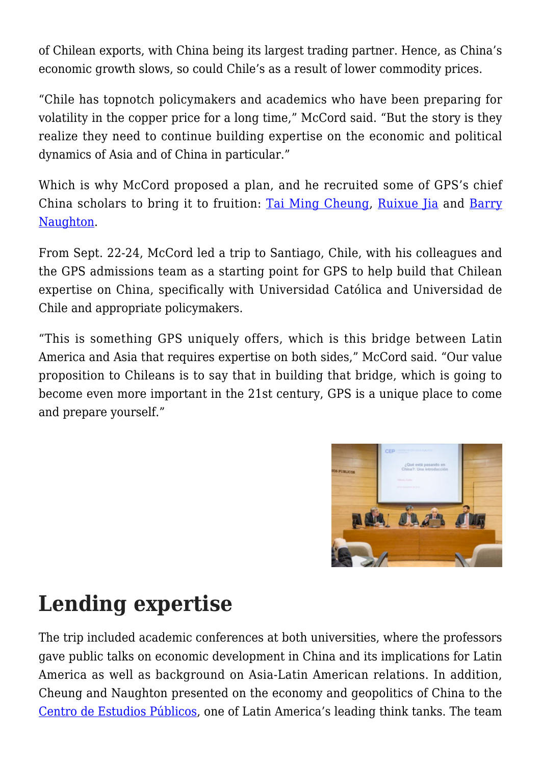of Chilean exports, with China being its largest trading partner. Hence, as China's economic growth slows, so could Chile's as a result of lower commodity prices.

"Chile has topnotch policymakers and academics who have been preparing for volatility in the copper price for a long time," McCord said. "But the story is they realize they need to continue building expertise on the economic and political dynamics of Asia and of China in particular."

Which is why McCord proposed a plan, and he recruited some of GPS's chief China scholars to bring it to fruition: Tai Ming Cheung, Ruixue Jia and Barry Naughton.

From Sept. 22-24, McCord led a trip to Santiago, Chile, with his colleagues and the GPS admissions team as a starting point for GPS to help build that Chilean expertise on China, specifically with Universidad Católica and Universidad de Chile and appropriate policymakers.

"This is something GPS uniquely offers, which is this bridge between Latin America and Asia that requires expertise on both sides," McCord said. "Our value proposition to Chileans is to say that in building that bridge, which is going to become even more important in the 21st century, GPS is a unique place to come and prepare yourself."

## Lending expertise

The trip included academic conferences at both universities, where the professors gave public talks on economic development in China and its implications for Latin America as well as background on Asia-Latin American relations. In addition, Cheung and Naughton presented on the economy and geopolitics of China to the Centro de Estudios Públicos, one of Latin America's leading think tanks. The team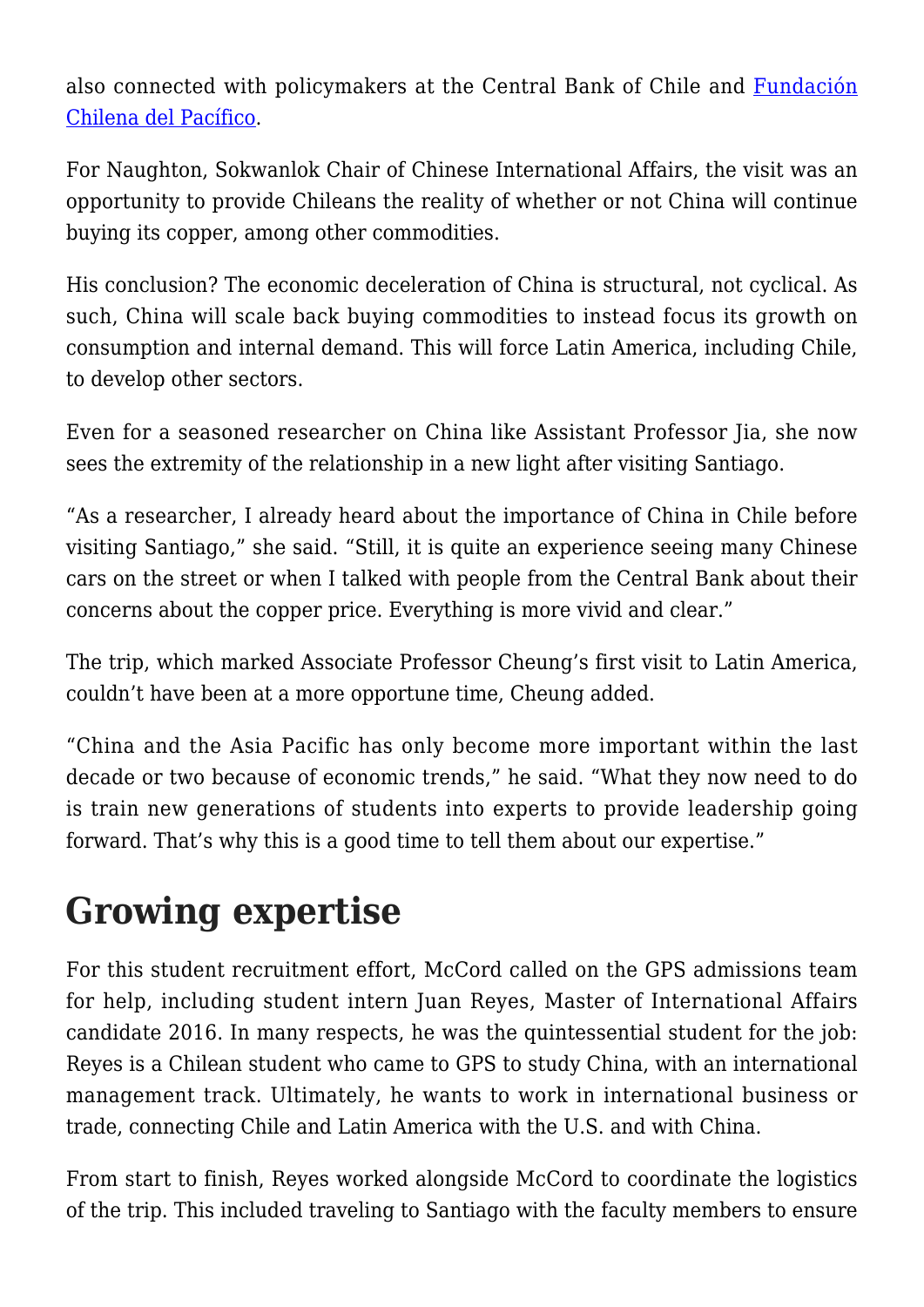also connected with policymakers at the Central Bank of Chile and [Fundación Chilena del Pacífico](#).

For Naughton, Sokwanlok Chair of Chinese International Affairs, the visit was an opportunity to provide Chileans the reality of whether or not China will continue buying its copper, among other commodities.

His conclusion? The economic deceleration of China is structural, not cyclical. As such, China will scale back buying commodities to instead focus its growth on consumption and internal demand. This will force Latin America, including Chile, to develop other sectors.

Even for a seasoned researcher on China like Assistant Professor Jia, she now sees the extremity of the relationship in a new light after visiting Santiago.

"As a researcher, I already heard about the importance of China in Chile before visiting Santiago," she said. "Still, it is quite an experience seeing many Chinese cars on the street or when I talked with people from the Central Bank about their concerns about the copper price. Everything is more vivid and clear."

The trip, which marked Associate Professor Cheung's first visit to Latin America, couldn't have been at a more opportune time, Cheung added.

"China and the Asia Pacific has only become more important within the last decade or two because of economic trends," he said. "What they now need to do is train new generations of students into experts to provide leadership going forward. That's why this is a good time to tell them about our expertise."

## Growing expertise

For this student recruitment effort, McCord called on the GPS admissions team for help, including student intern Juan Reyes, Master of International Affairs candidate 2016. In many respects, he was the quintessential student for the job: Reyes is a Chilean student who came to GPS to study China, with an international management track. Ultimately, he wants to work in international business or trade, connecting Chile and Latin America with the U.S. and with China.

From start to finish, Reyes worked alongside McCord to coordinate the logistics of the trip. This included traveling to Santiago with the faculty members to ensure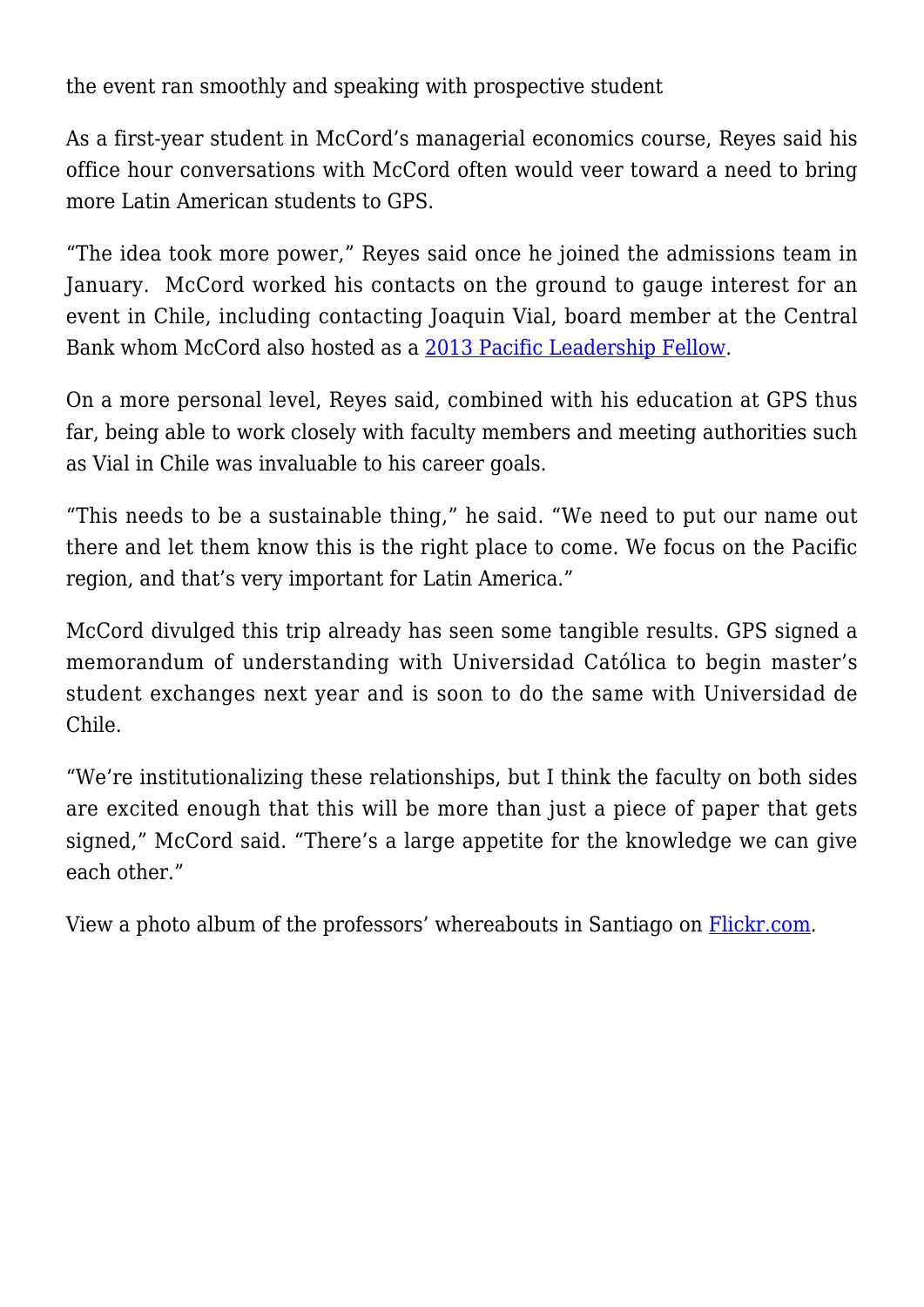the event ran smoothly and speaking with prospective student

As a first-year student in McCord's managerial economics course, Reyes said his office hour conversations with McCord often would veer toward a need to bring more Latin American students to GPS.

"The idea took more power," Reyes said once he joined the admissions team in January.  McCord worked his contacts on the ground to gauge interest for an event in Chile, including contacting Joaquin Vial, board member at the Central Bank whom McCord also hosted as a [2013 Pacific Leadership Fellow](https://example.com).

On a more personal level, Reyes said, combined with his education at GPS thus far, being able to work closely with faculty members and meeting authorities such as Vial in Chile was invaluable to his career goals.

"This needs to be a sustainable thing," he said. "We need to put our name out there and let them know this is the right place to come. We focus on the Pacific region, and that's very important for Latin America."

McCord divulged this trip already has seen some tangible results. GPS signed a memorandum of understanding with Universidad Católica to begin master's student exchanges next year and is soon to do the same with Universidad de Chile.

"We're institutionalizing these relationships, but I think the faculty on both sides are excited enough that this will be more than just a piece of paper that gets signed," McCord said. "There's a large appetite for the knowledge we can give each other."

View a photo album of the professors' whereabouts in Santiago on [Flickr.com](https://example.com).